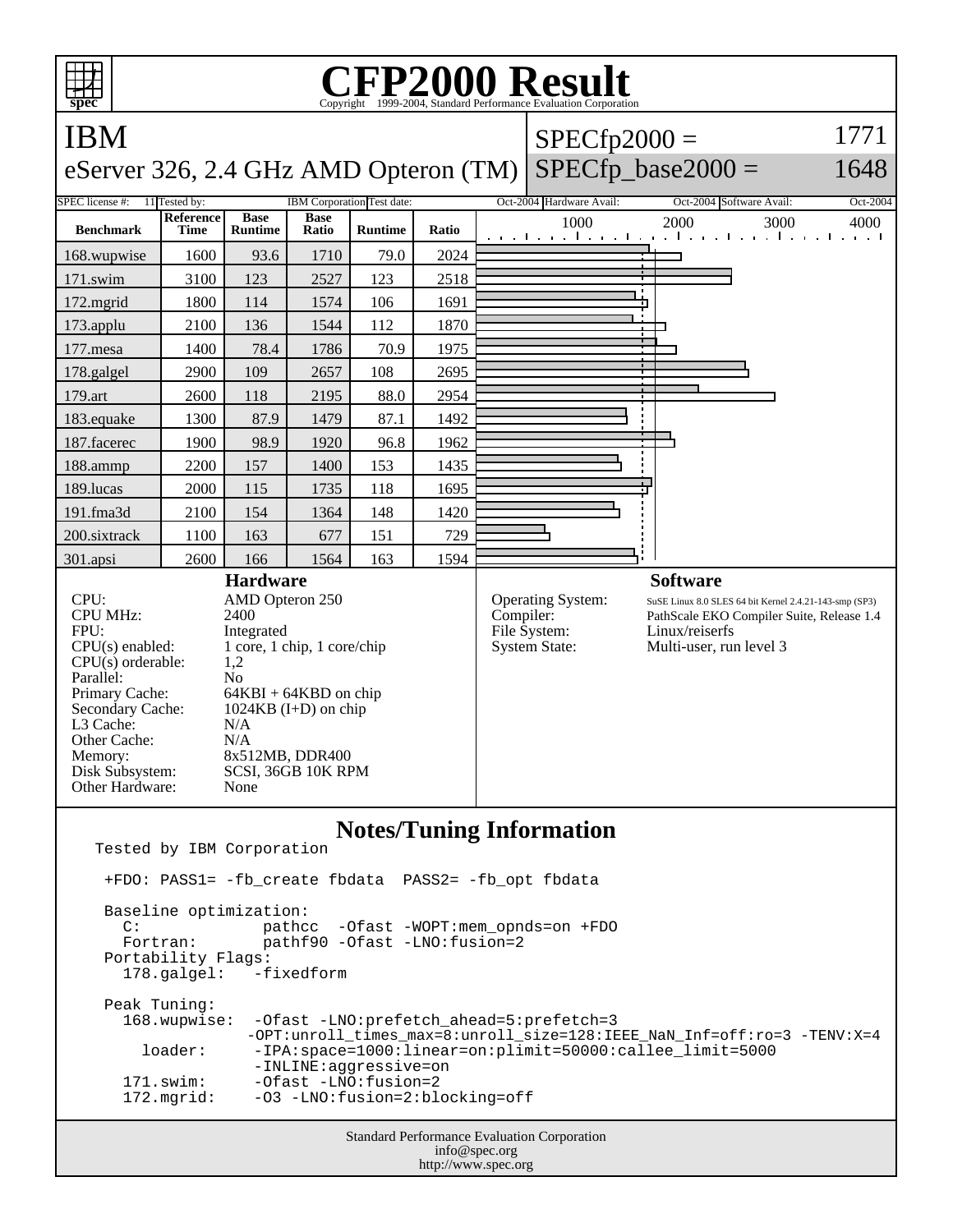# CFP2000 Result

Copyright 1999-2004, Standard Performance Evaluation Corporation

## IBM

eServer 326, 2.4 GHz AMD Opteron (TM)

SPECfp2000 = 1771

SPECfp_base2000 = 1648

SPEC license #: 11 Tested by: IBM Corporation Test date: Oct-2004 Hardware Avail: Oct-2004 Software Avail: Oct-2004

| Benchmark | Reference Time | Base Runtime | Base Ratio | Runtime | Ratio |
|---|---|---|---|---|---|
| 168.wupwise | 1600 | 93.6 | 1710 | 79.0 | 2024 |
| 171.swim | 3100 | 123 | 2527 | 123 | 2518 |
| 172.mgrid | 1800 | 114 | 1574 | 106 | 1691 |
| 173.applu | 2100 | 136 | 1544 | 112 | 1870 |
| 177.mesa | 1400 | 78.4 | 1786 | 70.9 | 1975 |
| 178.galgel | 2900 | 109 | 2657 | 108 | 2695 |
| 179.art | 2600 | 118 | 2195 | 88.0 | 2954 |
| 183.equake | 1300 | 87.9 | 1479 | 87.1 | 1492 |
| 187.facerec | 1900 | 98.9 | 1920 | 96.8 | 1962 |
| 188.ammp | 2200 | 157 | 1400 | 153 | 1435 |
| 189.lucas | 2000 | 115 | 1735 | 118 | 1695 |
| 191.fma3d | 2100 | 154 | 1364 | 148 | 1420 |
| 200.sixtrack | 1100 | 163 | 677 | 151 | 729 |
| 301.apsi | 2600 | 166 | 1564 | 163 | 1594 |

### Hardware

| | |
|---|---|
| CPU: | AMD Opteron 250 |
| CPU MHz: | 2400 |
| FPU: | Integrated |
| CPU(s) enabled: | 1 core, 1 chip, 1 core/chip |
| CPU(s) orderable: | 1,2 |
| Parallel: | No |
| Primary Cache: | 64KBI + 64KBD on chip |
| Secondary Cache: | 1024KB (I+D) on chip |
| L3 Cache: | N/A |
| Other Cache: | N/A |
| Memory: | 8x512MB, DDR400 |
| Disk Subsystem: | SCSI, 36GB 10K RPM |
| Other Hardware: | None |

### Software

| | |
|---|---|
| Operating System: | SuSE Linux 8.0 SLES 64 bit Kernel 2.4.21-143-smp (SP3) |
| Compiler: | PathScale EKO Compiler Suite, Release 1.4 |
| File System: | Linux/reiserfs |
| System State: | Multi-user, run level 3 |

### Notes/Tuning Information

```
Tested by IBM Corporation

 +FDO: PASS1= -fb_create fbdata  PASS2= -fb_opt fbdata

 Baseline optimization:
   C:            pathcc  -Ofast -WOPT:mem_opnds=on +FDO
   Fortran:      pathf90 -Ofast -LNO:fusion=2
 Portability Flags:
   178.galgel:   -fixedform

 Peak Tuning:
   168.wupwise:  -Ofast -LNO:prefetch_ahead=5:prefetch=3
                 -OPT:unroll_times_max=8:unroll_size=128:IEEE_NaN_Inf=off:ro=3 -TENV:X=4
     loader:     -IPA:space=1000:linear=on:plimit=50000:callee_limit=5000
                 -INLINE:aggressive=on
   171.swim:     -Ofast -LNO:fusion=2
   172.mgrid:    -O3 -LNO:fusion=2:blocking=off
```

Standard Performance Evaluation Corporation
info@spec.org
http://www.spec.org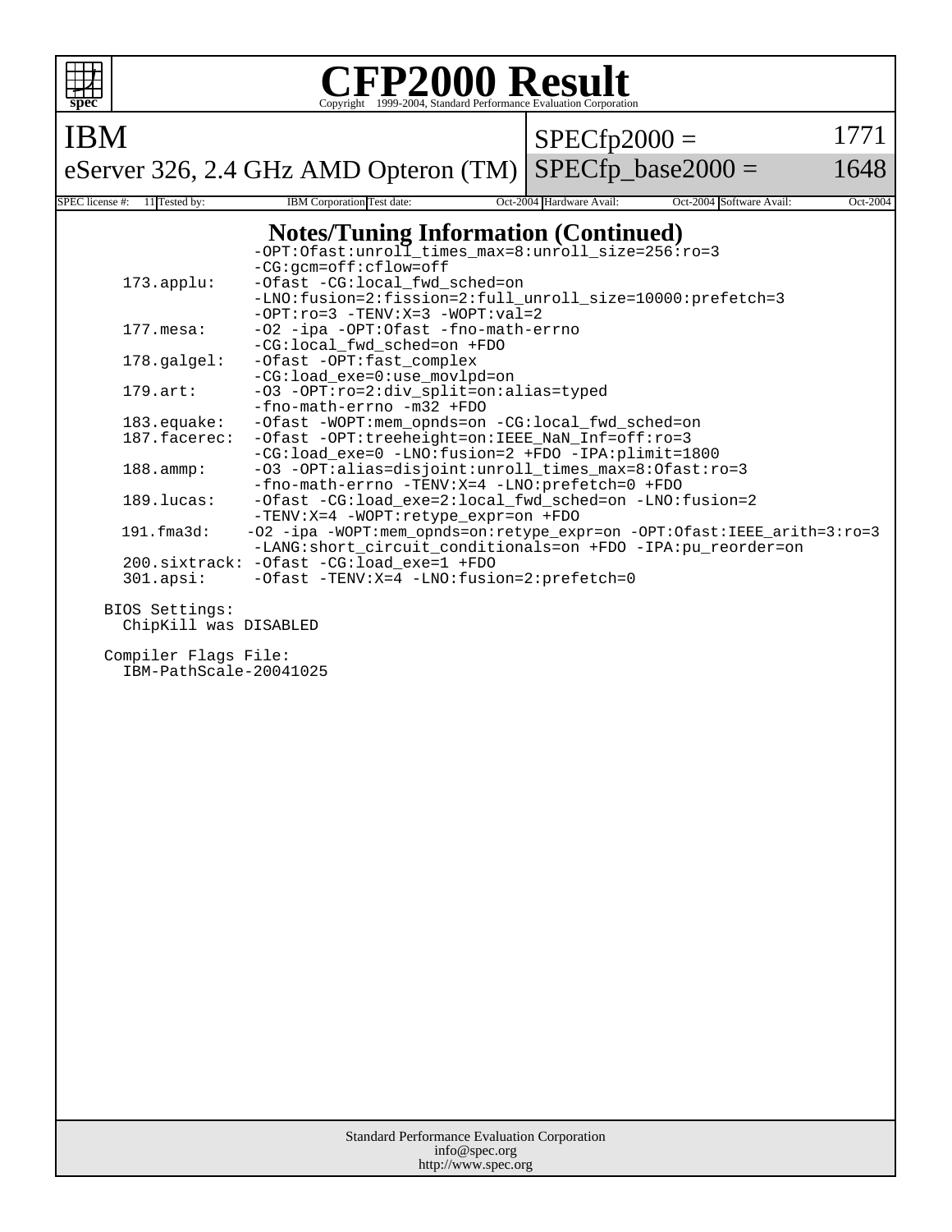# CFP2000 Result

Copyright 1999-2004, Standard Performance Evaluation Corporation

**IBM**

**eServer 326, 2.4 GHz AMD Opteron (TM)**

SPECfp2000 = 1771

SPECfp_base2000 = 1648

| SPEC license #: | 11 | Tested by: | IBM Corporation | Test date: | Oct-2004 | Hardware Avail: | Oct-2004 | Software Avail: | Oct-2004 |
|---|---|---|---|---|---|---|---|---|---|

## Notes/Tuning Information (Continued)

```
                     -OPT:Ofast:unroll_times_max=8:unroll_size=256:ro=3
                     -CG:gcm=off:cflow=off
   173.applu:        -Ofast -CG:local_fwd_sched=on
                     -LNO:fusion=2:fission=2:full_unroll_size=10000:prefetch=3
                     -OPT:ro=3 -TENV:X=3 -WOPT:val=2
   177.mesa:         -O2 -ipa -OPT:Ofast -fno-math-errno
                     -CG:local_fwd_sched=on +FDO
   178.galgel:       -Ofast -OPT:fast_complex
                     -CG:load_exe=0:use_movlpd=on
   179.art:          -O3 -OPT:ro=2:div_split=on:alias=typed
                     -fno-math-errno -m32 +FDO
   183.equake:       -Ofast -WOPT:mem_opnds=on -CG:local_fwd_sched=on
   187.facerec:      -Ofast -OPT:treeheight=on:IEEE_NaN_Inf=off:ro=3
                     -CG:load_exe=0 -LNO:fusion=2 +FDO -IPA:plimit=1800
   188.ammp:         -O3 -OPT:alias=disjoint:unroll_times_max=8:Ofast:ro=3
                     -fno-math-errno -TENV:X=4 -LNO:prefetch=0 +FDO
   189.lucas:        -Ofast -CG:load_exe=2:local_fwd_sched=on -LNO:fusion=2
                     -TENV:X=4 -WOPT:retype_expr=on +FDO
   191.fma3d:        -O2 -ipa -WOPT:mem_opnds=on:retype_expr=on -OPT:Ofast:IEEE_arith=3:ro=3
                     -LANG:short_circuit_conditionals=on +FDO -IPA:pu_reorder=on
   200.sixtrack:     -Ofast -CG:load_exe=1 +FDO
   301.apsi:         -Ofast -TENV:X=4 -LNO:fusion=2:prefetch=0

 BIOS Settings:
   ChipKill was DISABLED

 Compiler Flags File:
   IBM-PathScale-20041025
```

Standard Performance Evaluation Corporation
info@spec.org
http://www.spec.org